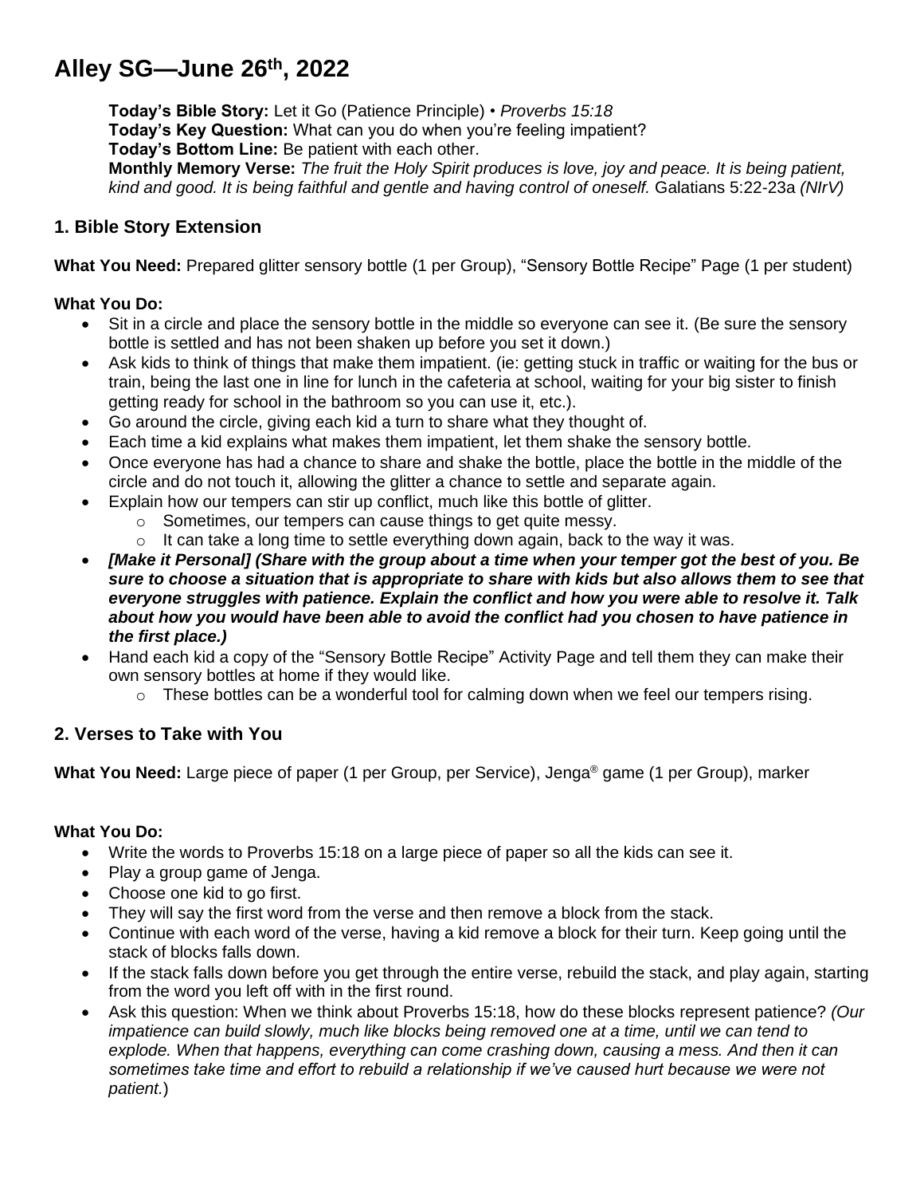# Alley SG—June 26th, 2022

**Today's Bible Story:** Let it Go (Patience Principle) • *Proverbs 15:18*
**Today's Key Question:** What can you do when you're feeling impatient?
**Today's Bottom Line:** Be patient with each other.
**Monthly Memory Verse:** *The fruit the Holy Spirit produces is love, joy and peace. It is being patient, kind and good. It is being faithful and gentle and having control of oneself.* Galatians 5:22-23a *(NIrV)*

## 1. Bible Story Extension

**What You Need:** Prepared glitter sensory bottle (1 per Group), "Sensory Bottle Recipe" Page (1 per student)

**What You Do:**

- Sit in a circle and place the sensory bottle in the middle so everyone can see it. (Be sure the sensory bottle is settled and has not been shaken up before you set it down.)
- Ask kids to think of things that make them impatient. (ie: getting stuck in traffic or waiting for the bus or train, being the last one in line for lunch in the cafeteria at school, waiting for your big sister to finish getting ready for school in the bathroom so you can use it, etc.).
- Go around the circle, giving each kid a turn to share what they thought of.
- Each time a kid explains what makes them impatient, let them shake the sensory bottle.
- Once everyone has had a chance to share and shake the bottle, place the bottle in the middle of the circle and do not touch it, allowing the glitter a chance to settle and separate again.
- Explain how our tempers can stir up conflict, much like this bottle of glitter.
  - Sometimes, our tempers can cause things to get quite messy.
  - It can take a long time to settle everything down again, back to the way it was.
- ***[Make it Personal] (Share with the group about a time when your temper got the best of you. Be sure to choose a situation that is appropriate to share with kids but also allows them to see that everyone struggles with patience. Explain the conflict and how you were able to resolve it. Talk about how you would have been able to avoid the conflict had you chosen to have patience in the first place.)***
- Hand each kid a copy of the "Sensory Bottle Recipe" Activity Page and tell them they can make their own sensory bottles at home if they would like.
  - These bottles can be a wonderful tool for calming down when we feel our tempers rising.

## 2. Verses to Take with You

**What You Need:** Large piece of paper (1 per Group, per Service), Jenga® game (1 per Group), marker

**What You Do:**

- Write the words to Proverbs 15:18 on a large piece of paper so all the kids can see it.
- Play a group game of Jenga.
- Choose one kid to go first.
- They will say the first word from the verse and then remove a block from the stack.
- Continue with each word of the verse, having a kid remove a block for their turn. Keep going until the stack of blocks falls down.
- If the stack falls down before you get through the entire verse, rebuild the stack, and play again, starting from the word you left off with in the first round.
- Ask this question: When we think about Proverbs 15:18, how do these blocks represent patience? *(Our impatience can build slowly, much like blocks being removed one at a time, until we can tend to explode. When that happens, everything can come crashing down, causing a mess. And then it can sometimes take time and effort to rebuild a relationship if we've caused hurt because we were not patient.*)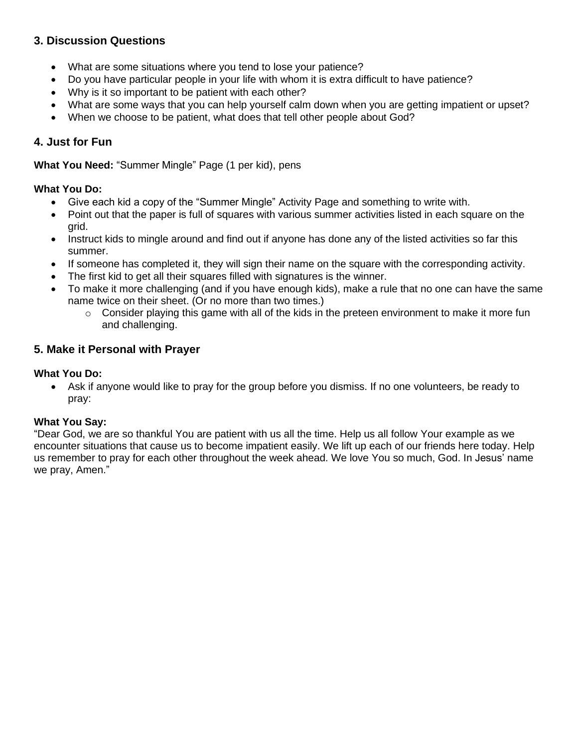## 3. Discussion Questions

- What are some situations where you tend to lose your patience?
- Do you have particular people in your life with whom it is extra difficult to have patience?
- Why is it so important to be patient with each other?
- What are some ways that you can help yourself calm down when you are getting impatient or upset?
- When we choose to be patient, what does that tell other people about God?

## 4. Just for Fun

**What You Need:** “Summer Mingle” Page (1 per kid), pens

**What You Do:**

- Give each kid a copy of the “Summer Mingle” Activity Page and something to write with.
- Point out that the paper is full of squares with various summer activities listed in each square on the grid.
- Instruct kids to mingle around and find out if anyone has done any of the listed activities so far this summer.
- If someone has completed it, they will sign their name on the square with the corresponding activity.
- The first kid to get all their squares filled with signatures is the winner.
- To make it more challenging (and if you have enough kids), make a rule that no one can have the same name twice on their sheet. (Or no more than two times.)
    - Consider playing this game with all of the kids in the preteen environment to make it more fun and challenging.

## 5. Make it Personal with Prayer

**What You Do:**

- Ask if anyone would like to pray for the group before you dismiss. If no one volunteers, be ready to pray:

**What You Say:**

“Dear God, we are so thankful You are patient with us all the time. Help us all follow Your example as we encounter situations that cause us to become impatient easily. We lift up each of our friends here today. Help us remember to pray for each other throughout the week ahead. We love You so much, God. In Jesus’ name we pray, Amen.”